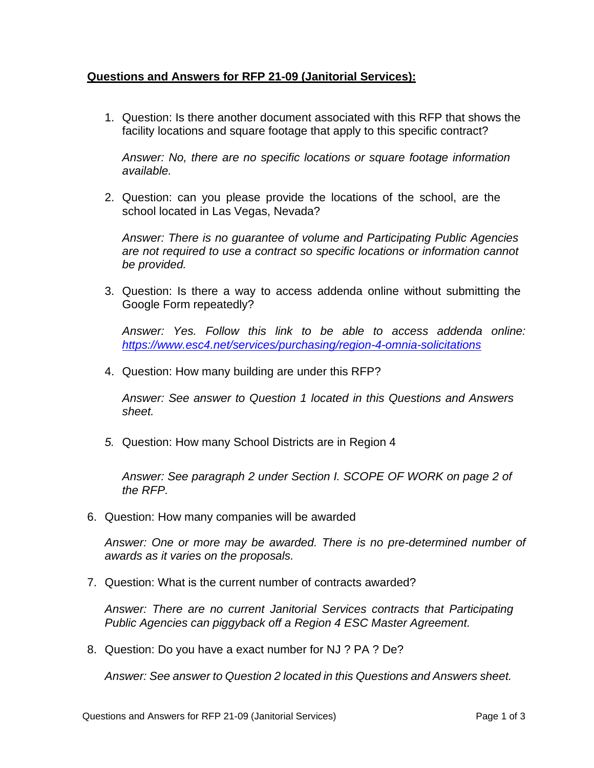**Questions and Answers for RFP 21-09 (Janitorial Services):**

1. Question: Is there another document associated with this RFP that shows the facility locations and square footage that apply to this specific contract?

   *Answer: No, there are no specific locations or square footage information available.*

2. Question: can you please provide the locations of the school, are the school located in Las Vegas, Nevada?

   *Answer: There is no guarantee of volume and Participating Public Agencies are not required to use a contract so specific locations or information cannot be provided.*

3. Question: Is there a way to access addenda online without submitting the Google Form repeatedly?

   *Answer: Yes. Follow this link to be able to access addenda online: https://www.esc4.net/services/purchasing/region-4-omnia-solicitations*

4. Question: How many building are under this RFP?

   *Answer: See answer to Question 1 located in this Questions and Answers sheet.*

5. Question: How many School Districts are in Region 4

   *Answer: See paragraph 2 under Section I. SCOPE OF WORK on page 2 of the RFP.*

6. Question: How many companies will be awarded

   *Answer: One or more may be awarded. There is no pre-determined number of awards as it varies on the proposals.*

7. Question: What is the current number of contracts awarded?

   *Answer: There are no current Janitorial Services contracts that Participating Public Agencies can piggyback off a Region 4 ESC Master Agreement.*

8. Question: Do you have a exact number for NJ ? PA ? De?

   *Answer: See answer to Question 2 located in this Questions and Answers sheet.*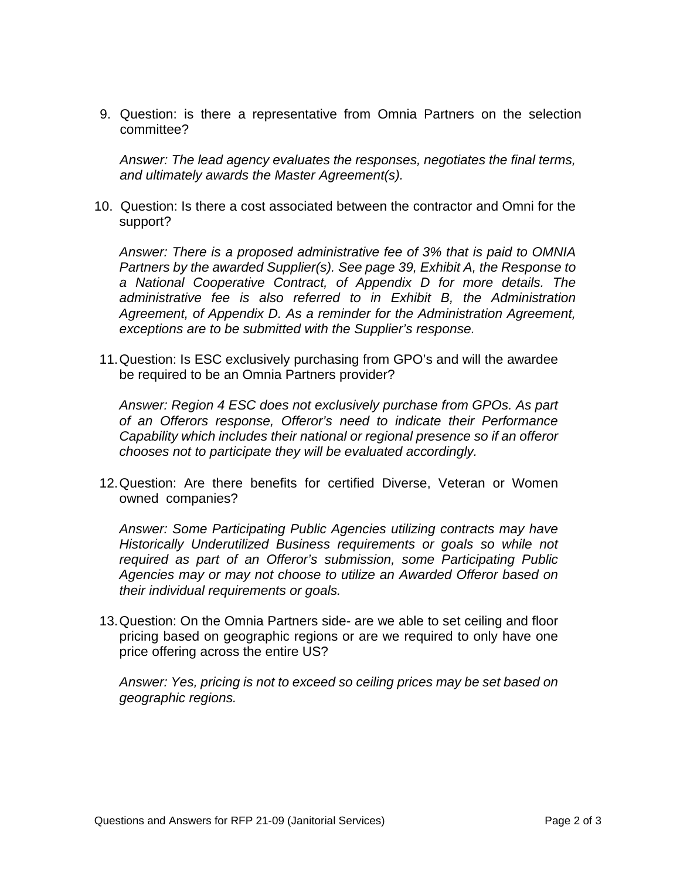9. Question: is there a representative from Omnia Partners on the selection committee?

   *Answer: The lead agency evaluates the responses, negotiates the final terms, and ultimately awards the Master Agreement(s).*

10. Question: Is there a cost associated between the contractor and Omni for the support?

    *Answer: There is a proposed administrative fee of 3% that is paid to OMNIA Partners by the awarded Supplier(s). See page 39, Exhibit A, the Response to a National Cooperative Contract, of Appendix D for more details. The administrative fee is also referred to in Exhibit B, the Administration Agreement, of Appendix D. As a reminder for the Administration Agreement, exceptions are to be submitted with the Supplier's response.*

11. Question: Is ESC exclusively purchasing from GPO's and will the awardee be required to be an Omnia Partners provider?

    *Answer: Region 4 ESC does not exclusively purchase from GPOs. As part of an Offerors response, Offeror's need to indicate their Performance Capability which includes their national or regional presence so if an offeror chooses not to participate they will be evaluated accordingly.*

12. Question: Are there benefits for certified Diverse, Veteran or Women owned companies?

    *Answer: Some Participating Public Agencies utilizing contracts may have Historically Underutilized Business requirements or goals so while not required as part of an Offeror's submission, some Participating Public Agencies may or may not choose to utilize an Awarded Offeror based on their individual requirements or goals.*

13. Question: On the Omnia Partners side- are we able to set ceiling and floor pricing based on geographic regions or are we required to only have one price offering across the entire US?

    *Answer: Yes, pricing is not to exceed so ceiling prices may be set based on geographic regions.*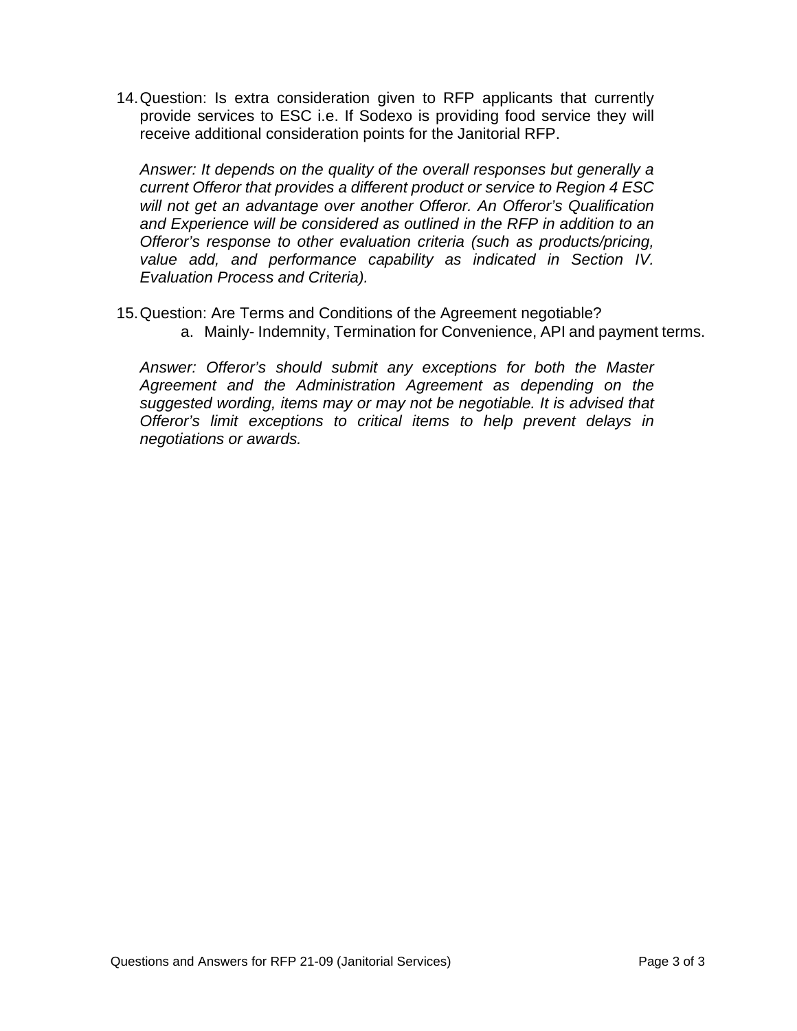14. Question: Is extra consideration given to RFP applicants that currently provide services to ESC i.e. If Sodexo is providing food service they will receive additional consideration points for the Janitorial RFP.

    *Answer: It depends on the quality of the overall responses but generally a current Offeror that provides a different product or service to Region 4 ESC will not get an advantage over another Offeror. An Offeror's Qualification and Experience will be considered as outlined in the RFP in addition to an Offeror's response to other evaluation criteria (such as products/pricing, value add, and performance capability as indicated in Section IV. Evaluation Process and Criteria).*

15. Question: Are Terms and Conditions of the Agreement negotiable?
    a. Mainly- Indemnity, Termination for Convenience, API and payment terms.

    *Answer: Offeror's should submit any exceptions for both the Master Agreement and the Administration Agreement as depending on the suggested wording, items may or may not be negotiable. It is advised that Offeror's limit exceptions to critical items to help prevent delays in negotiations or awards.*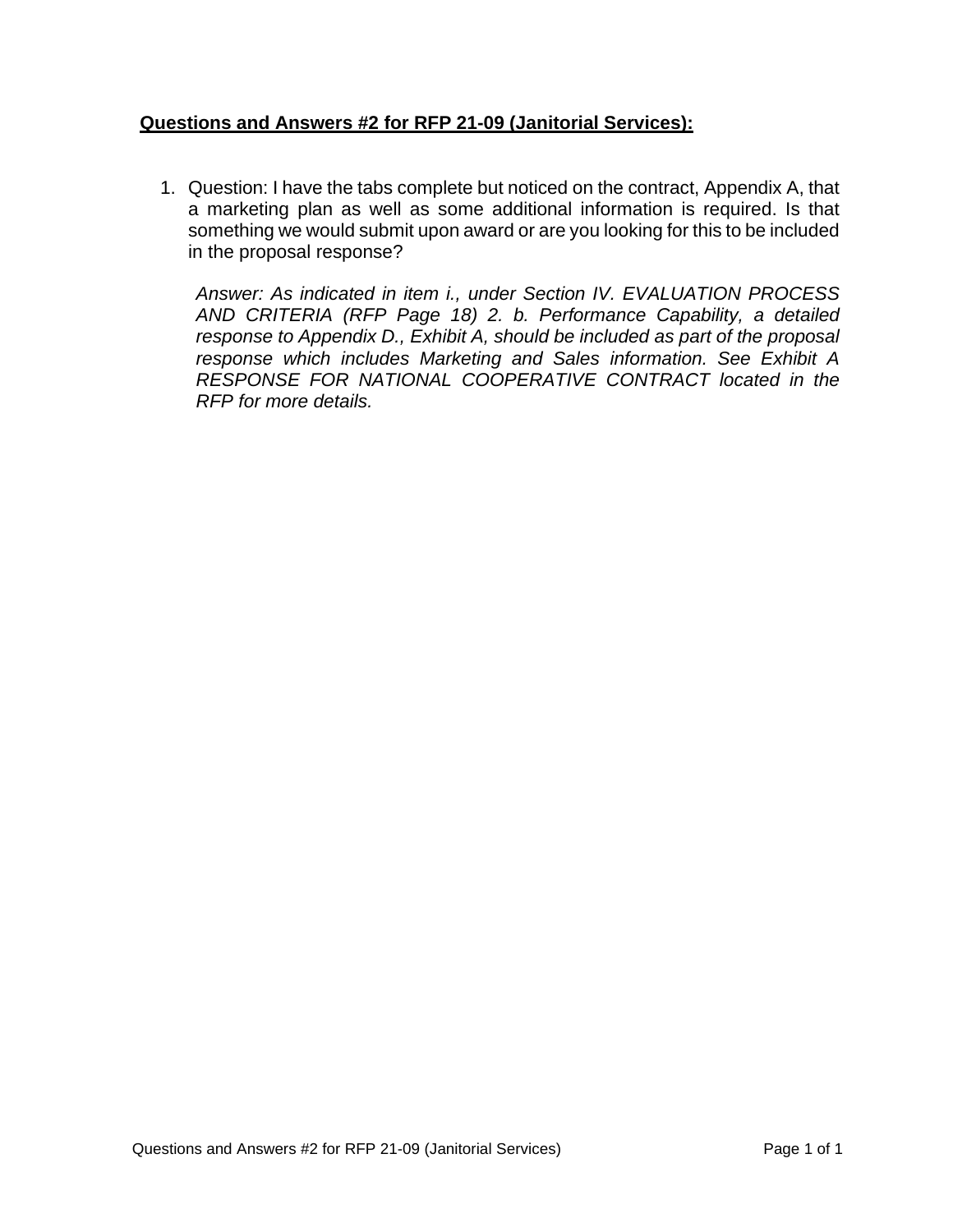**Questions and Answers #2 for RFP 21-09 (Janitorial Services):**

1. Question: I have the tabs complete but noticed on the contract, Appendix A, that a marketing plan as well as some additional information is required. Is that something we would submit upon award or are you looking for this to be included in the proposal response?

   *Answer: As indicated in item i., under Section IV. EVALUATION PROCESS AND CRITERIA (RFP Page 18) 2. b. Performance Capability, a detailed response to Appendix D., Exhibit A, should be included as part of the proposal response which includes Marketing and Sales information. See Exhibit A RESPONSE FOR NATIONAL COOPERATIVE CONTRACT located in the RFP for more details.*